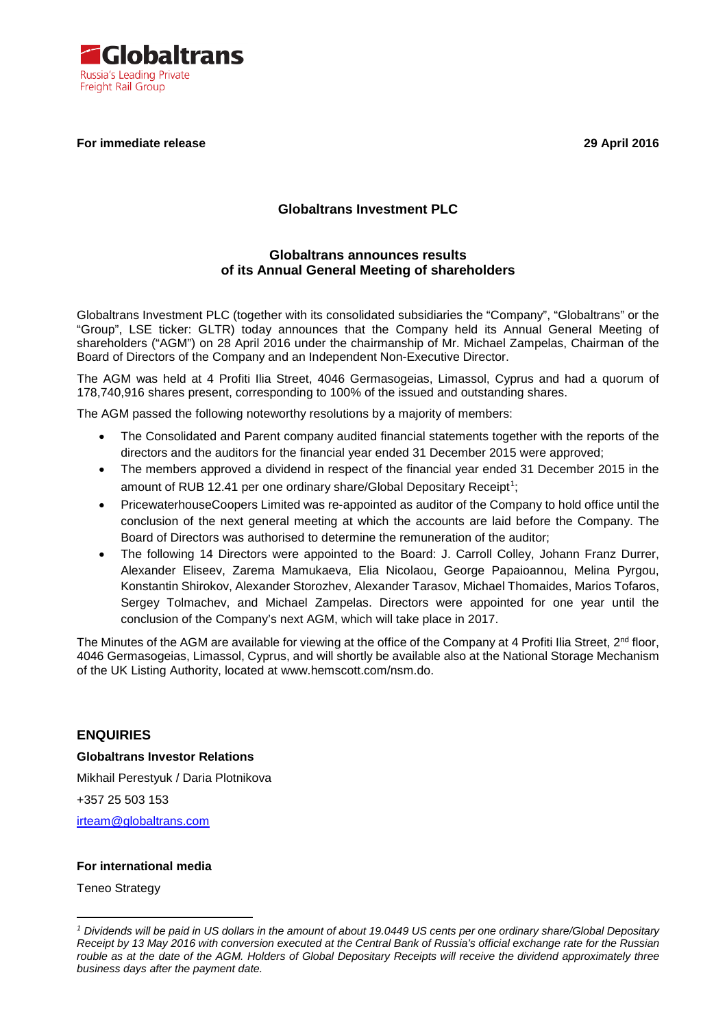**Globaltrans**
Russia's Leading Private Freight Rail Group

**For immediate release** **29 April 2016**

## Globaltrans Investment PLC

## Globaltrans announces results of its Annual General Meeting of shareholders

Globaltrans Investment PLC (together with its consolidated subsidiaries the "Company", "Globaltrans" or the "Group", LSE ticker: GLTR) today announces that the Company held its Annual General Meeting of shareholders ("AGM") on 28 April 2016 under the chairmanship of Mr. Michael Zampelas, Chairman of the Board of Directors of the Company and an Independent Non-Executive Director.

The AGM was held at 4 Profiti Ilia Street, 4046 Germasogeias, Limassol, Cyprus and had a quorum of 178,740,916 shares present, corresponding to 100% of the issued and outstanding shares.

The AGM passed the following noteworthy resolutions by a majority of members:

- The Consolidated and Parent company audited financial statements together with the reports of the directors and the auditors for the financial year ended 31 December 2015 were approved;
- The members approved a dividend in respect of the financial year ended 31 December 2015 in the amount of RUB 12.41 per one ordinary share/Global Depositary Receipt[1];
- PricewaterhouseCoopers Limited was re-appointed as auditor of the Company to hold office until the conclusion of the next general meeting at which the accounts are laid before the Company. The Board of Directors was authorised to determine the remuneration of the auditor;
- The following 14 Directors were appointed to the Board: J. Carroll Colley, Johann Franz Durrer, Alexander Eliseev, Zarema Mamukaeva, Elia Nicolaou, George Papaioannou, Melina Pyrgou, Konstantin Shirokov, Alexander Storozhev, Alexander Tarasov, Michael Thomaides, Marios Tofaros, Sergey Tolmachev, and Michael Zampelas. Directors were appointed for one year until the conclusion of the Company's next AGM, which will take place in 2017.

The Minutes of the AGM are available for viewing at the office of the Company at 4 Profiti Ilia Street, 2nd floor, 4046 Germasogeias, Limassol, Cyprus, and will shortly be available also at the National Storage Mechanism of the UK Listing Authority, located at www.hemscott.com/nsm.do.

### ENQUIRIES

**Globaltrans Investor Relations**

Mikhail Perestyuk / Daria Plotnikova

+357 25 503 153

irteam@globaltrans.com

**For international media**

Teneo Strategy

---

*[1] Dividends will be paid in US dollars in the amount of about 19.0449 US cents per one ordinary share/Global Depositary Receipt by 13 May 2016 with conversion executed at the Central Bank of Russia's official exchange rate for the Russian rouble as at the date of the AGM. Holders of Global Depositary Receipts will receive the dividend approximately three business days after the payment date.*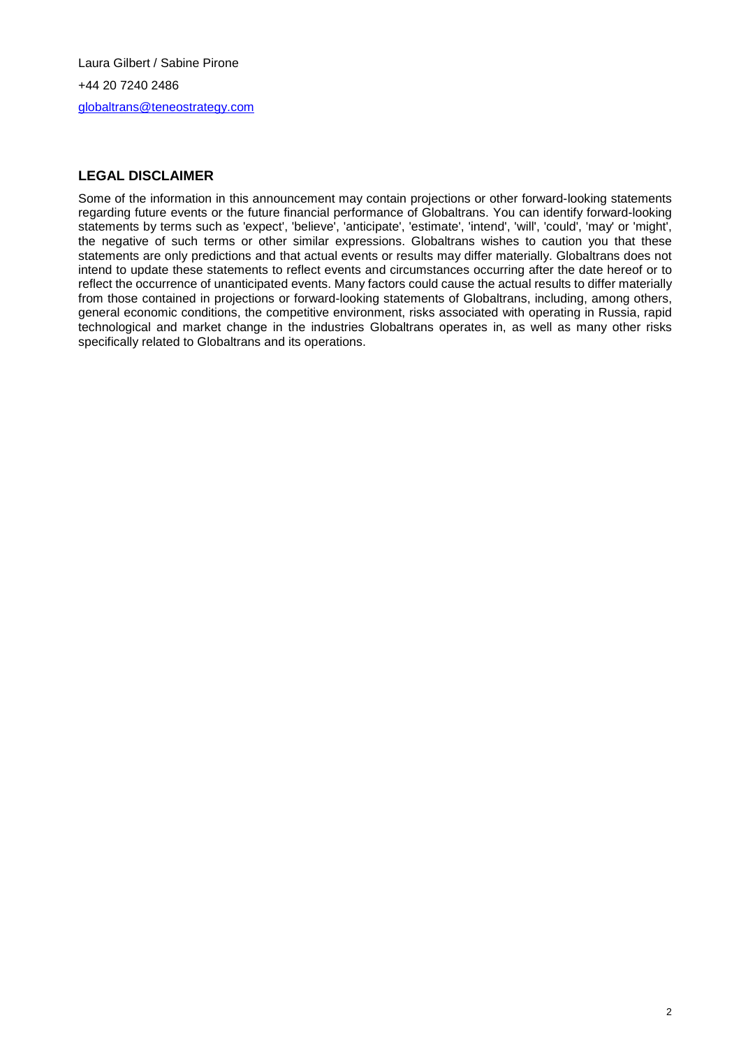Laura Gilbert / Sabine Pirone

+44 20 7240 2486

globaltrans@teneostrategy.com

## LEGAL DISCLAIMER

Some of the information in this announcement may contain projections or other forward-looking statements regarding future events or the future financial performance of Globaltrans. You can identify forward-looking statements by terms such as 'expect', 'believe', 'anticipate', 'estimate', 'intend', 'will', 'could', 'may' or 'might', the negative of such terms or other similar expressions. Globaltrans wishes to caution you that these statements are only predictions and that actual events or results may differ materially. Globaltrans does not intend to update these statements to reflect events and circumstances occurring after the date hereof or to reflect the occurrence of unanticipated events. Many factors could cause the actual results to differ materially from those contained in projections or forward-looking statements of Globaltrans, including, among others, general economic conditions, the competitive environment, risks associated with operating in Russia, rapid technological and market change in the industries Globaltrans operates in, as well as many other risks specifically related to Globaltrans and its operations.